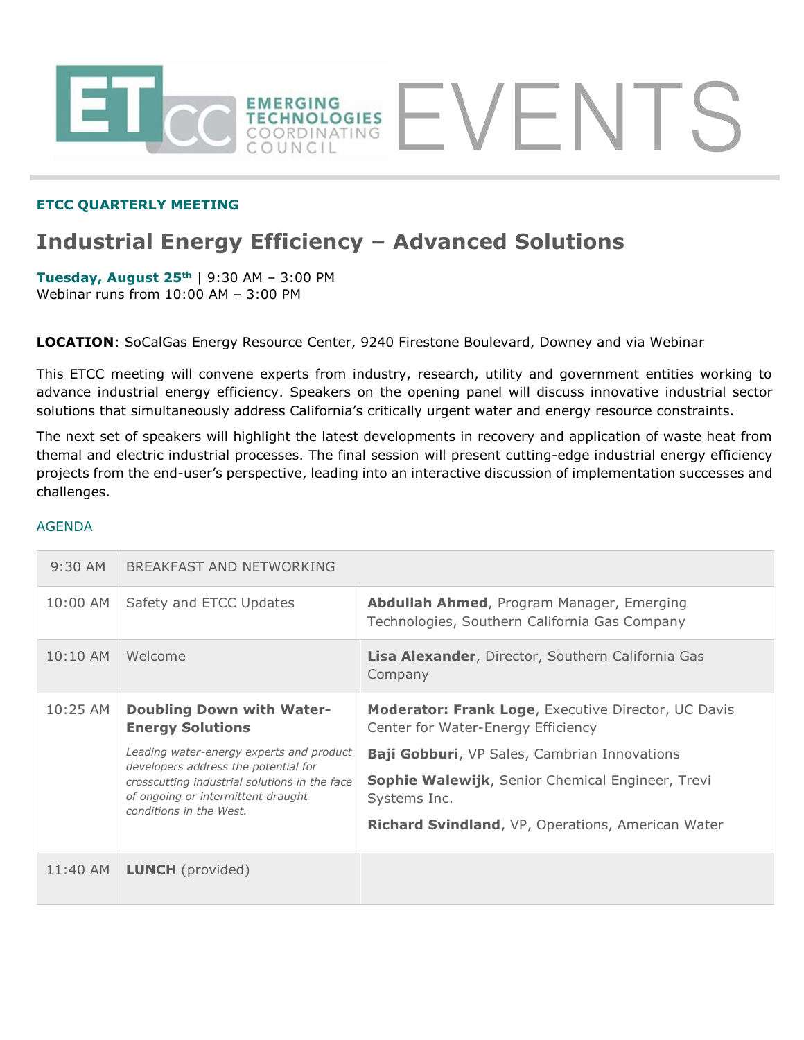# ETCC EMERGING TECHNOLOGIES COORDINATING COUNCIL EVENTS

**ETCC QUARTERLY MEETING**

## Industrial Energy Efficiency – Advanced Solutions

**Tuesday, August 25th** | 9:30 AM – 3:00 PM
Webinar runs from 10:00 AM – 3:00 PM

**LOCATION**: SoCalGas Energy Resource Center, 9240 Firestone Boulevard, Downey and via Webinar

This ETCC meeting will convene experts from industry, research, utility and government entities working to advance industrial energy efficiency. Speakers on the opening panel will discuss innovative industrial sector solutions that simultaneously address California's critically urgent water and energy resource constraints.

The next set of speakers will highlight the latest developments in recovery and application of waste heat from themal and electric industrial processes. The final session will present cutting-edge industrial energy efficiency projects from the end-user's perspective, leading into an interactive discussion of implementation successes and challenges.

AGENDA

| Time | Session | Speakers |
|---|---|---|
| 9:30 AM | BREAKFAST AND NETWORKING | |
| 10:00 AM | Safety and ETCC Updates | **Abdullah Ahmed**, Program Manager, Emerging Technologies, Southern California Gas Company |
| 10:10 AM | Welcome | **Lisa Alexander**, Director, Southern California Gas Company |
| 10:25 AM | **Doubling Down with Water-Energy Solutions**<br>*Leading water-energy experts and product developers address the potential for crosscutting industrial solutions in the face of ongoing or intermittent draught conditions in the West.* | **Moderator: Frank Loge**, Executive Director, UC Davis Center for Water-Energy Efficiency<br>**Baji Gobburi**, VP Sales, Cambrian Innovations<br>**Sophie Walewijk**, Senior Chemical Engineer, Trevi Systems Inc.<br>**Richard Svindland**, VP, Operations, American Water |
| 11:40 AM | **LUNCH** (provided) | |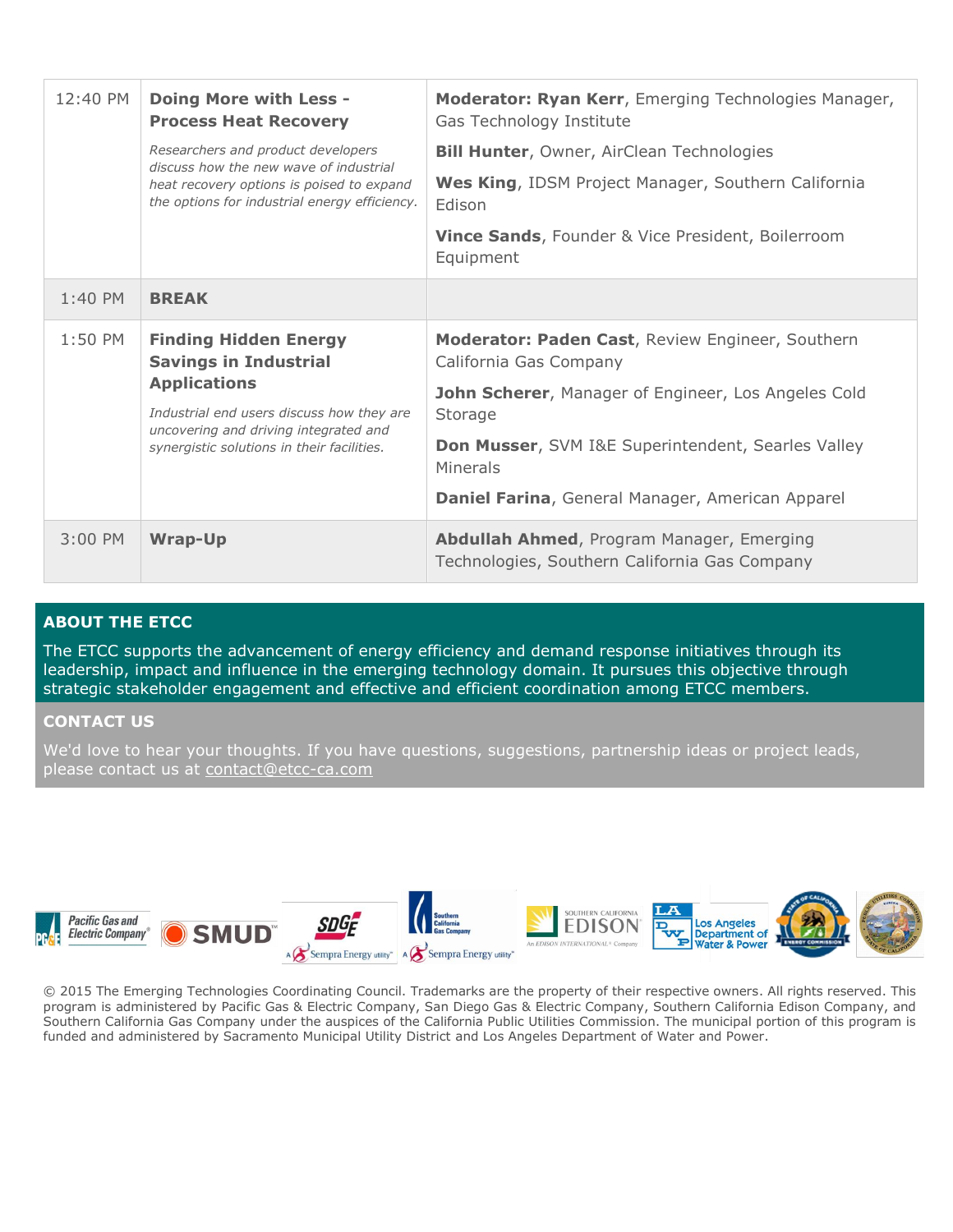| | | |
|---|---|---|
| 12:40 PM | **Doing More with Less - Process Heat Recovery**<br>*Researchers and product developers discuss how the new wave of industrial heat recovery options is poised to expand the options for industrial energy efficiency.* | **Moderator: Ryan Kerr**, Emerging Technologies Manager, Gas Technology Institute<br>**Bill Hunter**, Owner, AirClean Technologies<br>**Wes King**, IDSM Project Manager, Southern California Edison<br>**Vince Sands**, Founder & Vice President, Boilerroom Equipment |
| 1:40 PM | **BREAK** | |
| 1:50 PM | **Finding Hidden Energy Savings in Industrial Applications**<br>*Industrial end users discuss how they are uncovering and driving integrated and synergistic solutions in their facilities.* | **Moderator: Paden Cast**, Review Engineer, Southern California Gas Company<br>**John Scherer**, Manager of Engineer, Los Angeles Cold Storage<br>**Don Musser**, SVM I&E Superintendent, Searles Valley Minerals<br>**Daniel Farina**, General Manager, American Apparel |
| 3:00 PM | **Wrap-Up** | **Abdullah Ahmed**, Program Manager, Emerging Technologies, Southern California Gas Company |

## ABOUT THE ETCC

The ETCC supports the advancement of energy efficiency and demand response initiatives through its leadership, impact and influence in the emerging technology domain. It pursues this objective through strategic stakeholder engagement and effective and efficient coordination among ETCC members.

## CONTACT US

We'd love to hear your thoughts. If you have questions, suggestions, partnership ideas or project leads, please contact us at contact@etcc-ca.com

Pacific Gas and Electric Company | SMUD | SDGE A Sempra Energy utility | Southern California Gas Company A Sempra Energy utility | Southern California Edison An EDISON INTERNATIONAL Company | Los Angeles Department of Water & Power | Energy Commission | Public Utilities Commission State of California

© 2015 The Emerging Technologies Coordinating Council. Trademarks are the property of their respective owners. All rights reserved. This program is administered by Pacific Gas & Electric Company, San Diego Gas & Electric Company, Southern California Edison Company, and Southern California Gas Company under the auspices of the California Public Utilities Commission. The municipal portion of this program is funded and administered by Sacramento Municipal Utility District and Los Angeles Department of Water and Power.